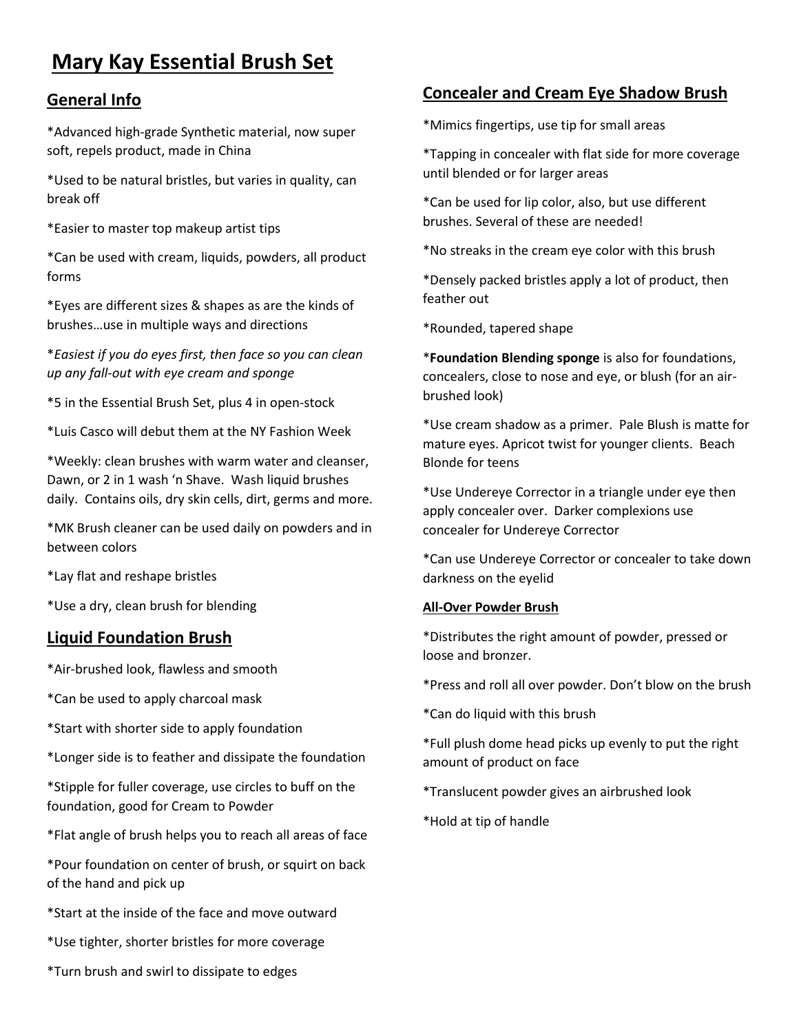# Mary Kay Essential Brush Set

## General Info

*Advanced high-grade Synthetic material, now super soft, repels product, made in China

*Used to be natural bristles, but varies in quality, can break off

*Easier to master top makeup artist tips

*Can be used with cream, liquids, powders, all product forms

*Eyes are different sizes & shapes as are the kinds of brushes…use in multiple ways and directions

**Easiest if you do eyes first, then face so you can clean up any fall-out with eye cream and sponge*

*5 in the Essential Brush Set, plus 4 in open-stock

*Luis Casco will debut them at the NY Fashion Week

*Weekly: clean brushes with warm water and cleanser, Dawn, or 2 in 1 wash 'n Shave. Wash liquid brushes daily. Contains oils, dry skin cells, dirt, germs and more.

*MK Brush cleaner can be used daily on powders and in between colors

*Lay flat and reshape bristles

*Use a dry, clean brush for blending

## Liquid Foundation Brush

*Air-brushed look, flawless and smooth

*Can be used to apply charcoal mask

*Start with shorter side to apply foundation

*Longer side is to feather and dissipate the foundation

*Stipple for fuller coverage, use circles to buff on the foundation, good for Cream to Powder

*Flat angle of brush helps you to reach all areas of face

*Pour foundation on center of brush, or squirt on back of the hand and pick up

*Start at the inside of the face and move outward

*Use tighter, shorter bristles for more coverage

*Turn brush and swirl to dissipate to edges

## Concealer and Cream Eye Shadow Brush

*Mimics fingertips, use tip for small areas

*Tapping in concealer with flat side for more coverage until blended or for larger areas

*Can be used for lip color, also, but use different brushes. Several of these are needed!

*No streaks in the cream eye color with this brush

*Densely packed bristles apply a lot of product, then feather out

*Rounded, tapered shape

***Foundation Blending sponge** is also for foundations, concealers, close to nose and eye, or blush (for an air-brushed look)

*Use cream shadow as a primer. Pale Blush is matte for mature eyes. Apricot twist for younger clients. Beach Blonde for teens

*Use Undereye Corrector in a triangle under eye then apply concealer over. Darker complexions use concealer for Undereye Corrector

*Can use Undereye Corrector or concealer to take down darkness on the eyelid

### All-Over Powder Brush

*Distributes the right amount of powder, pressed or loose and bronzer.

*Press and roll all over powder. Don't blow on the brush

*Can do liquid with this brush

*Full plush dome head picks up evenly to put the right amount of product on face

*Translucent powder gives an airbrushed look

*Hold at tip of handle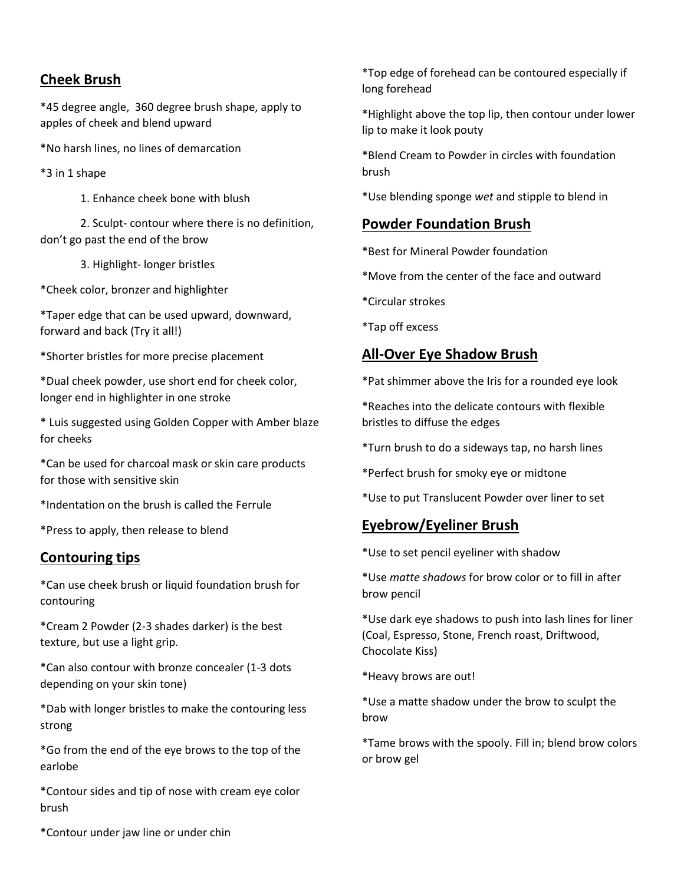## Cheek Brush

*45 degree angle,  360 degree brush shape, apply to apples of cheek and blend upward

*No harsh lines, no lines of demarcation

*3 in 1 shape

1. Enhance cheek bone with blush
2. Sculpt- contour where there is no definition, don't go past the end of the brow
3. Highlight- longer bristles

*Cheek color, bronzer and highlighter

*Taper edge that can be used upward, downward, forward and back (Try it all!)

*Shorter bristles for more precise placement

*Dual cheek powder, use short end for cheek color, longer end in highlighter in one stroke

* Luis suggested using Golden Copper with Amber blaze for cheeks

*Can be used for charcoal mask or skin care products for those with sensitive skin

*Indentation on the brush is called the Ferrule

*Press to apply, then release to blend

## Contouring tips

*Can use cheek brush or liquid foundation brush for contouring

*Cream 2 Powder (2-3 shades darker) is the best texture, but use a light grip.

*Can also contour with bronze concealer (1-3 dots depending on your skin tone)

*Dab with longer bristles to make the contouring less strong

*Go from the end of the eye brows to the top of the earlobe

*Contour sides and tip of nose with cream eye color brush

*Contour under jaw line or under chin

*Top edge of forehead can be contoured especially if long forehead

*Highlight above the top lip, then contour under lower lip to make it look pouty

*Blend Cream to Powder in circles with foundation brush

*Use blending sponge *wet* and stipple to blend in

## Powder Foundation Brush

*Best for Mineral Powder foundation

*Move from the center of the face and outward

*Circular strokes

*Tap off excess

## All-Over Eye Shadow Brush

*Pat shimmer above the Iris for a rounded eye look

*Reaches into the delicate contours with flexible bristles to diffuse the edges

*Turn brush to do a sideways tap, no harsh lines

*Perfect brush for smoky eye or midtone

*Use to put Translucent Powder over liner to set

## Eyebrow/Eyeliner Brush

*Use to set pencil eyeliner with shadow

*Use *matte shadows* for brow color or to fill in after brow pencil

*Use dark eye shadows to push into lash lines for liner (Coal, Espresso, Stone, French roast, Driftwood, Chocolate Kiss)

*Heavy brows are out!

*Use a matte shadow under the brow to sculpt the brow

*Tame brows with the spooly. Fill in; blend brow colors or brow gel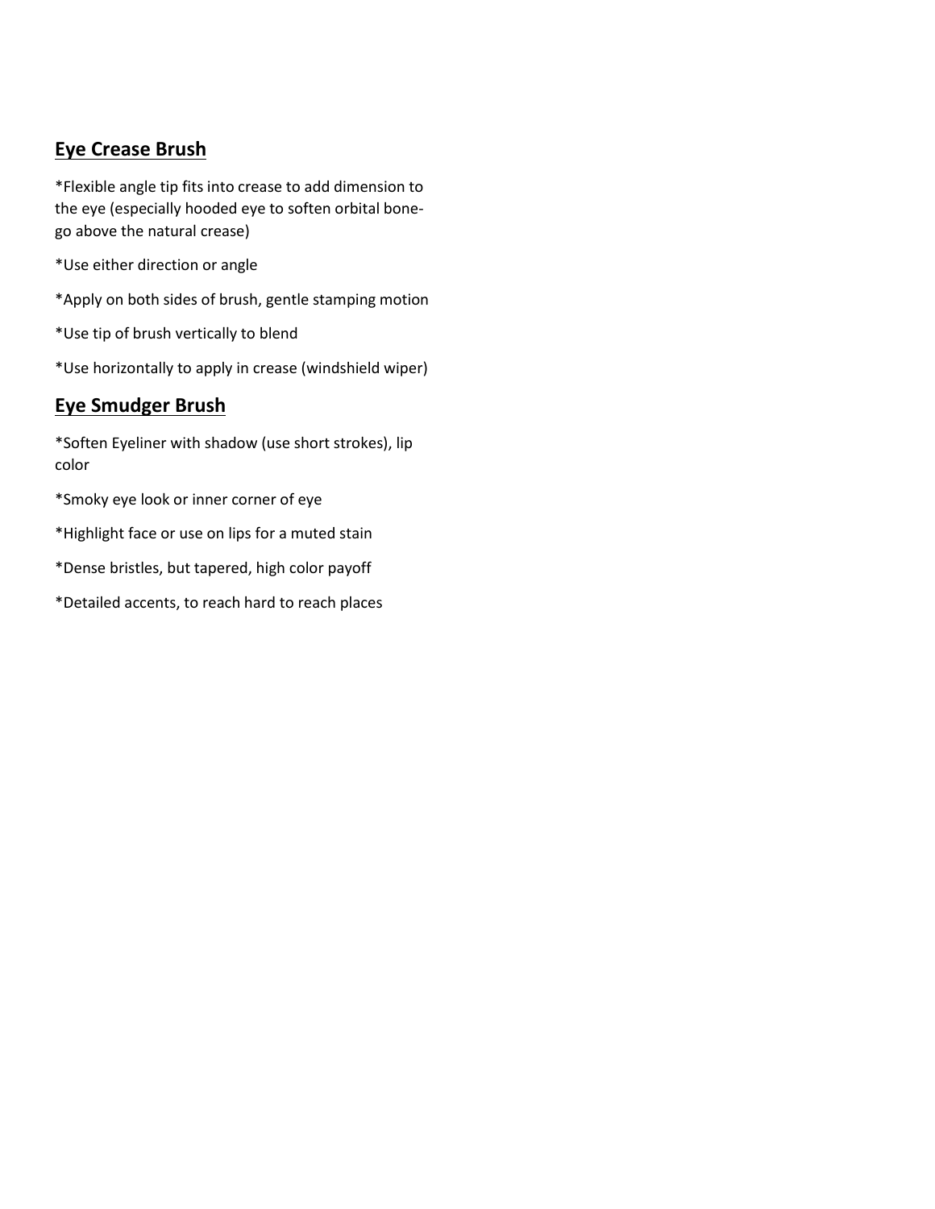## Eye Crease Brush

*Flexible angle tip fits into crease to add dimension to the eye (especially hooded eye to soften orbital bone- go above the natural crease)

*Use either direction or angle

*Apply on both sides of brush, gentle stamping motion

*Use tip of brush vertically to blend

*Use horizontally to apply in crease (windshield wiper)

## Eye Smudger Brush

*Soften Eyeliner with shadow (use short strokes), lip color

*Smoky eye look or inner corner of eye

*Highlight face or use on lips for a muted stain

*Dense bristles, but tapered, high color payoff

*Detailed accents, to reach hard to reach places